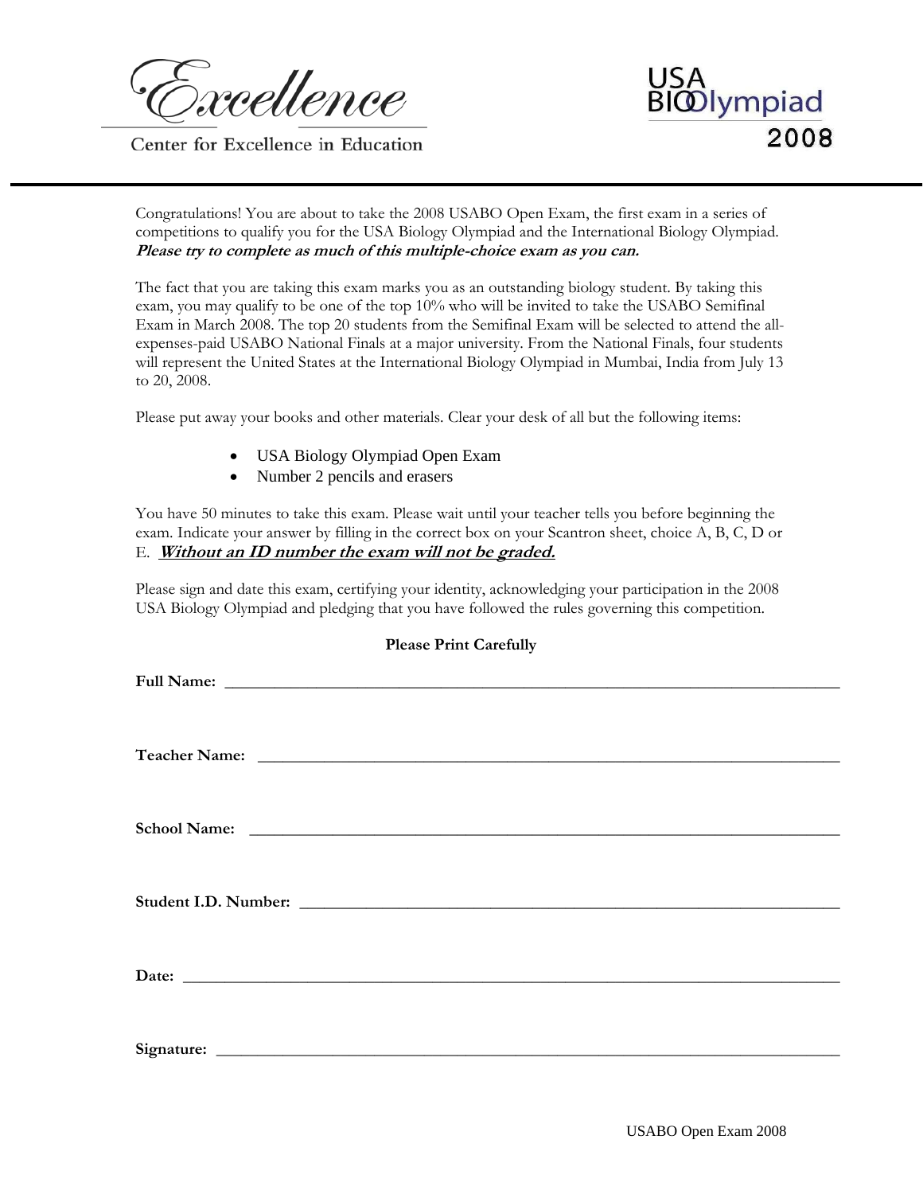Excellence

Center for Excellence in Education

USA BIOlympiad 2008

Congratulations! You are about to take the 2008 USABO Open Exam, the first exam in a series of competitions to qualify you for the USA Biology Olympiad and the International Biology Olympiad. ***Please try to complete as much of this multiple-choice exam as you can.***

The fact that you are taking this exam marks you as an outstanding biology student. By taking this exam, you may qualify to be one of the top 10% who will be invited to take the USABO Semifinal Exam in March 2008. The top 20 students from the Semifinal Exam will be selected to attend the all-expenses-paid USABO National Finals at a major university. From the National Finals, four students will represent the United States at the International Biology Olympiad in Mumbai, India from July 13 to 20, 2008.

Please put away your books and other materials. Clear your desk of all but the following items:

- USA Biology Olympiad Open Exam
- Number 2 pencils and erasers

You have 50 minutes to take this exam. Please wait until your teacher tells you before beginning the exam. Indicate your answer by filling in the correct box on your Scantron sheet, choice A, B, C, D or E. ***Without an ID number the exam will not be graded.***

Please sign and date this exam, certifying your identity, acknowledging your participation in the 2008 USA Biology Olympiad and pledging that you have followed the rules governing this competition.

**Please Print Carefully**

**Full Name:** ______________________________

**Teacher Name:** ______________________________

**School Name:** ______________________________

**Student I.D. Number:** ______________________________

**Date:** ______________________________

**Signature:** ______________________________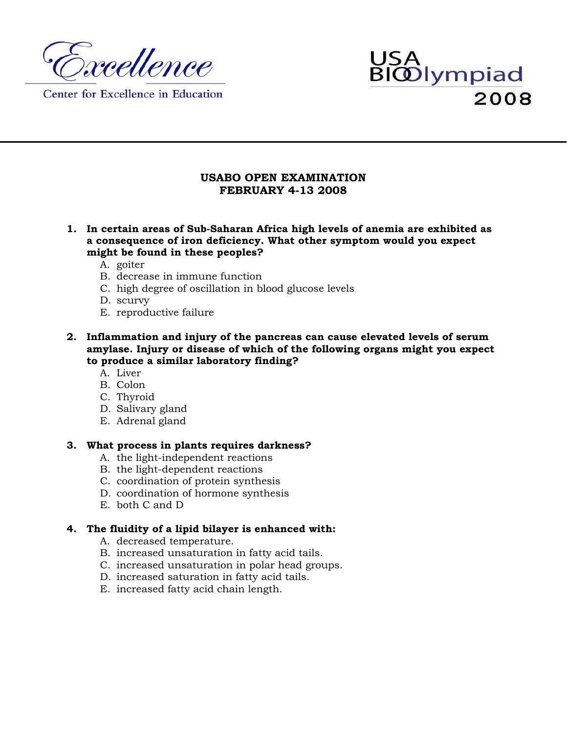Center for Excellence in Education

USA BIOlympiad 2008

**USABO OPEN EXAMINATION**
**FEBRUARY 4-13 2008**

1. **In certain areas of Sub-Saharan Africa high levels of anemia are exhibited as a consequence of iron deficiency. What other symptom would you expect might be found in these peoples?**
   A. goiter
   B. decrease in immune function
   C. high degree of oscillation in blood glucose levels
   D. scurvy
   E. reproductive failure

2. **Inflammation and injury of the pancreas can cause elevated levels of serum amylase. Injury or disease of which of the following organs might you expect to produce a similar laboratory finding?**
   A. Liver
   B. Colon
   C. Thyroid
   D. Salivary gland
   E. Adrenal gland

3. **What process in plants requires darkness?**
   A. the light-independent reactions
   B. the light-dependent reactions
   C. coordination of protein synthesis
   D. coordination of hormone synthesis
   E. both C and D

4. **The fluidity of a lipid bilayer is enhanced with:**
   A. decreased temperature.
   B. increased unsaturation in fatty acid tails.
   C. increased unsaturation in polar head groups.
   D. increased saturation in fatty acid tails.
   E. increased fatty acid chain length.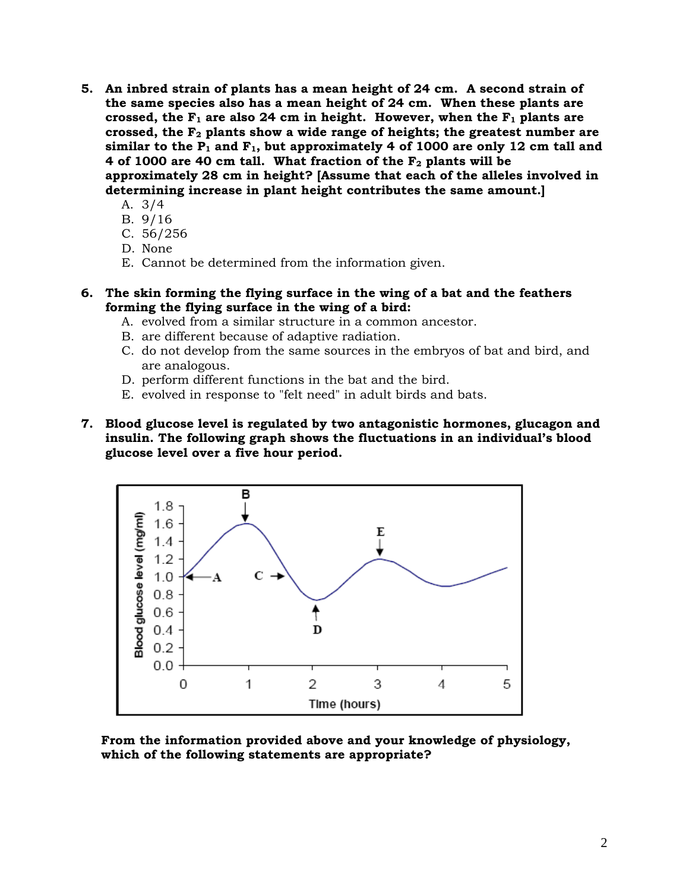5. **An inbred strain of plants has a mean height of 24 cm. A second strain of the same species also has a mean height of 24 cm. When these plants are crossed, the $F_1$ are also 24 cm in height. However, when the $F_1$ plants are crossed, the $F_2$ plants show a wide range of heights; the greatest number are similar to the $P_1$ and $F_1$, but approximately 4 of 1000 are only 12 cm tall and 4 of 1000 are 40 cm tall. What fraction of the $F_2$ plants will be approximately 28 cm in height? [Assume that each of the alleles involved in determining increase in plant height contributes the same amount.]**
   A. 3/4
   B. 9/16
   C. 56/256
   D. None
   E. Cannot be determined from the information given.

6. **The skin forming the flying surface in the wing of a bat and the feathers forming the flying surface in the wing of a bird:**
   A. evolved from a similar structure in a common ancestor.
   B. are different because of adaptive radiation.
   C. do not develop from the same sources in the embryos of bat and bird, and are analogous.
   D. perform different functions in the bat and the bird.
   E. evolved in response to "felt need" in adult birds and bats.

7. **Blood glucose level is regulated by two antagonistic hormones, glucagon and insulin. The following graph shows the fluctuations in an individual's blood glucose level over a five hour period.**

**From the information provided above and your knowledge of physiology, which of the following statements are appropriate?**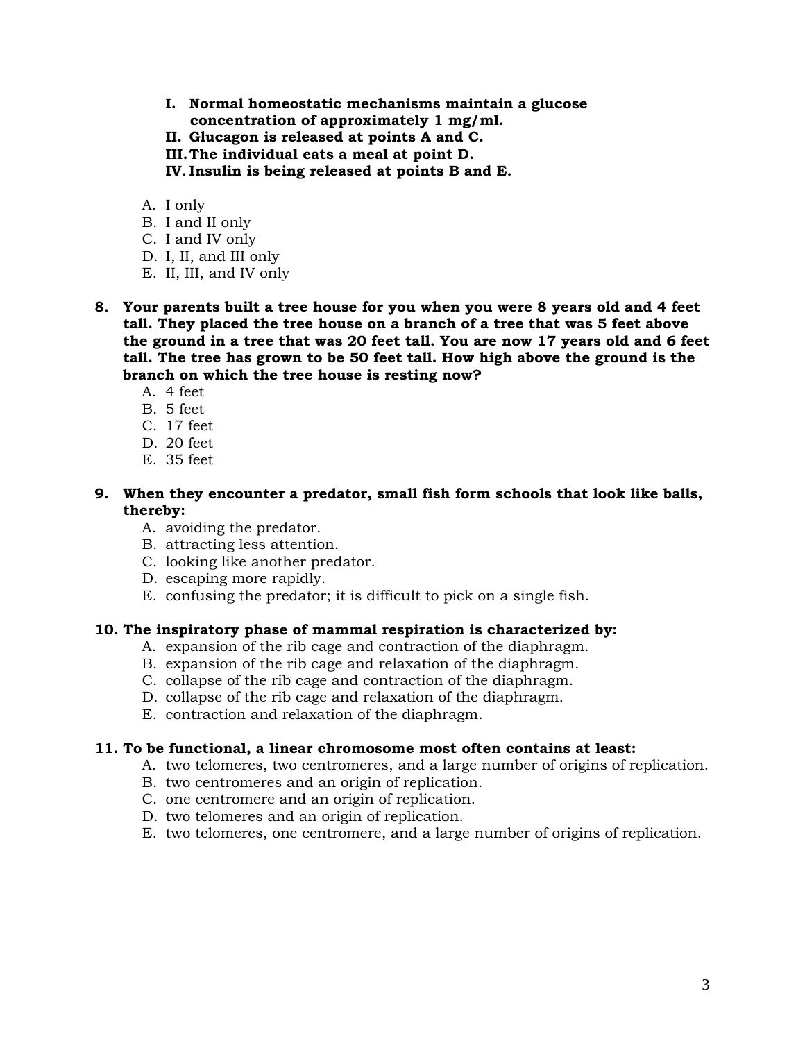**I. Normal homeostatic mechanisms maintain a glucose concentration of approximately 1 mg/ml.**
**II. Glucagon is released at points A and C.**
**III. The individual eats a meal at point D.**
**IV. Insulin is being released at points B and E.**

A. I only
B. I and II only
C. I and IV only
D. I, II, and III only
E. II, III, and IV only

**8. Your parents built a tree house for you when you were 8 years old and 4 feet tall. They placed the tree house on a branch of a tree that was 5 feet above the ground in a tree that was 20 feet tall. You are now 17 years old and 6 feet tall. The tree has grown to be 50 feet tall. How high above the ground is the branch on which the tree house is resting now?**

A. 4 feet
B. 5 feet
C. 17 feet
D. 20 feet
E. 35 feet

**9. When they encounter a predator, small fish form schools that look like balls, thereby:**

A. avoiding the predator.
B. attracting less attention.
C. looking like another predator.
D. escaping more rapidly.
E. confusing the predator; it is difficult to pick on a single fish.

**10. The inspiratory phase of mammal respiration is characterized by:**

A. expansion of the rib cage and contraction of the diaphragm.
B. expansion of the rib cage and relaxation of the diaphragm.
C. collapse of the rib cage and contraction of the diaphragm.
D. collapse of the rib cage and relaxation of the diaphragm.
E. contraction and relaxation of the diaphragm.

**11. To be functional, a linear chromosome most often contains at least:**

A. two telomeres, two centromeres, and a large number of origins of replication.
B. two centromeres and an origin of replication.
C. one centromere and an origin of replication.
D. two telomeres and an origin of replication.
E. two telomeres, one centromere, and a large number of origins of replication.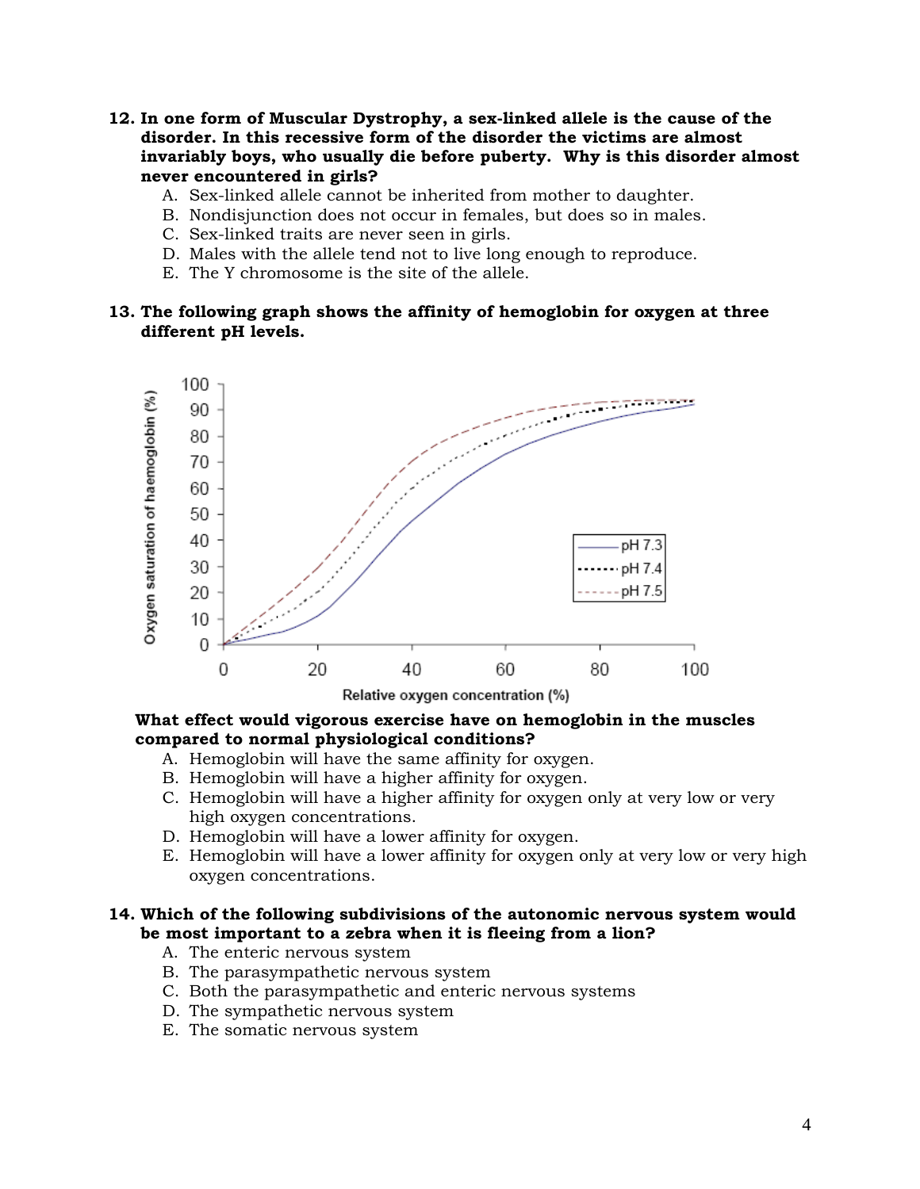**12. In one form of Muscular Dystrophy, a sex-linked allele is the cause of the disorder. In this recessive form of the disorder the victims are almost invariably boys, who usually die before puberty. Why is this disorder almost never encountered in girls?**

A. Sex-linked allele cannot be inherited from mother to daughter.
B. Nondisjunction does not occur in females, but does so in males.
C. Sex-linked traits are never seen in girls.
D. Males with the allele tend not to live long enough to reproduce.
E. The Y chromosome is the site of the allele.

**13. The following graph shows the affinity of hemoglobin for oxygen at three different pH levels.**

**What effect would vigorous exercise have on hemoglobin in the muscles compared to normal physiological conditions?**

A. Hemoglobin will have the same affinity for oxygen.
B. Hemoglobin will have a higher affinity for oxygen.
C. Hemoglobin will have a higher affinity for oxygen only at very low or very high oxygen concentrations.
D. Hemoglobin will have a lower affinity for oxygen.
E. Hemoglobin will have a lower affinity for oxygen only at very low or very high oxygen concentrations.

**14. Which of the following subdivisions of the autonomic nervous system would be most important to a zebra when it is fleeing from a lion?**

A. The enteric nervous system
B. The parasympathetic nervous system
C. Both the parasympathetic and enteric nervous systems
D. The sympathetic nervous system
E. The somatic nervous system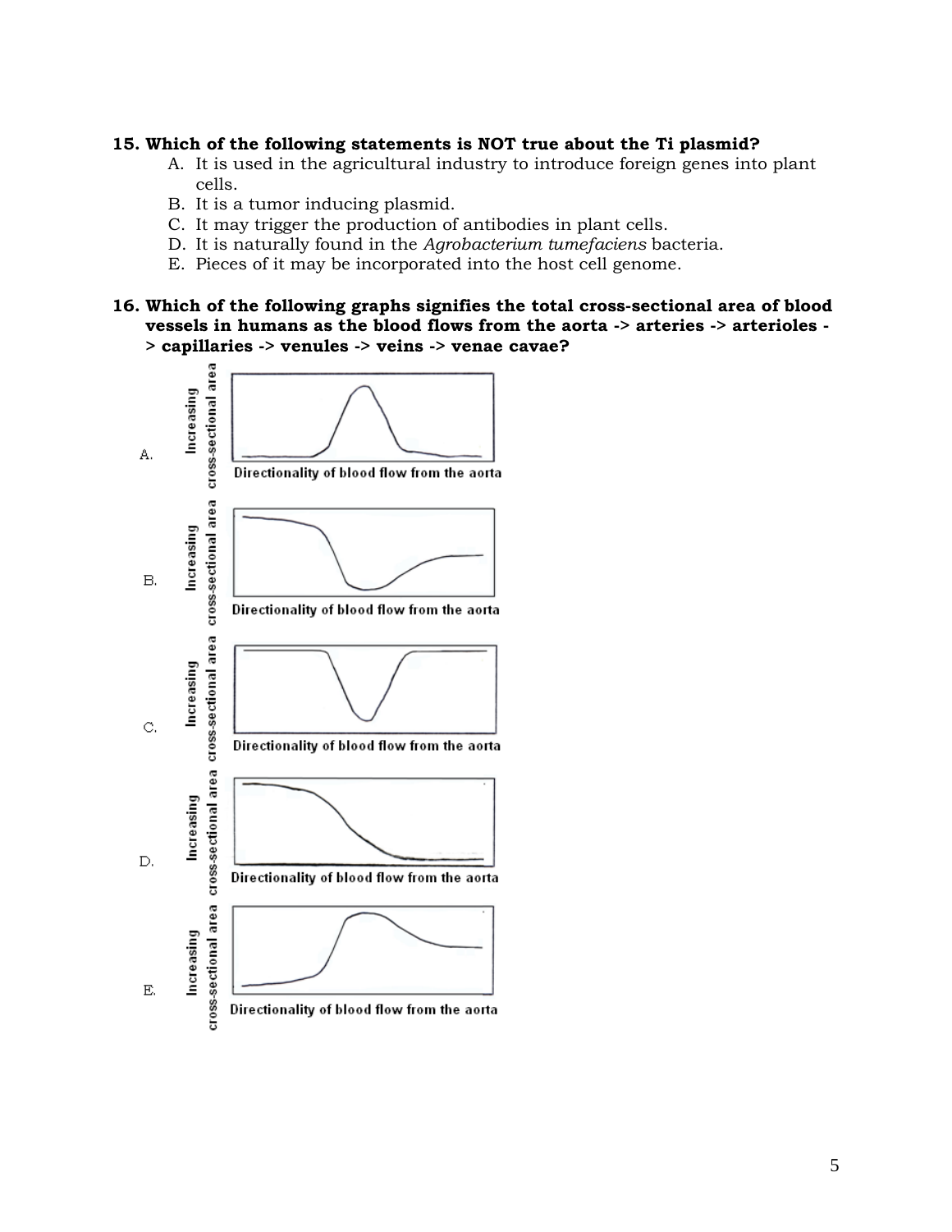**15. Which of the following statements is NOT true about the Ti plasmid?**

A. It is used in the agricultural industry to introduce foreign genes into plant cells.
B. It is a tumor inducing plasmid.
C. It may trigger the production of antibodies in plant cells.
D. It is naturally found in the *Agrobacterium tumefaciens* bacteria.
E. Pieces of it may be incorporated into the host cell genome.

**16. Which of the following graphs signifies the total cross-sectional area of blood vessels in humans as the blood flows from the aorta -> arteries -> arterioles -> capillaries -> venules -> veins -> venae cavae?**

A.

Increasing cross-sectional area

Directionality of blood flow from the aorta

B.

Increasing cross-sectional area

Directionality of blood flow from the aorta

C.

Increasing cross-sectional area

Directionality of blood flow from the aorta

D.

Increasing cross-sectional area

Directionality of blood flow from the aorta

E.

Increasing cross-sectional area

Directionality of blood flow from the aorta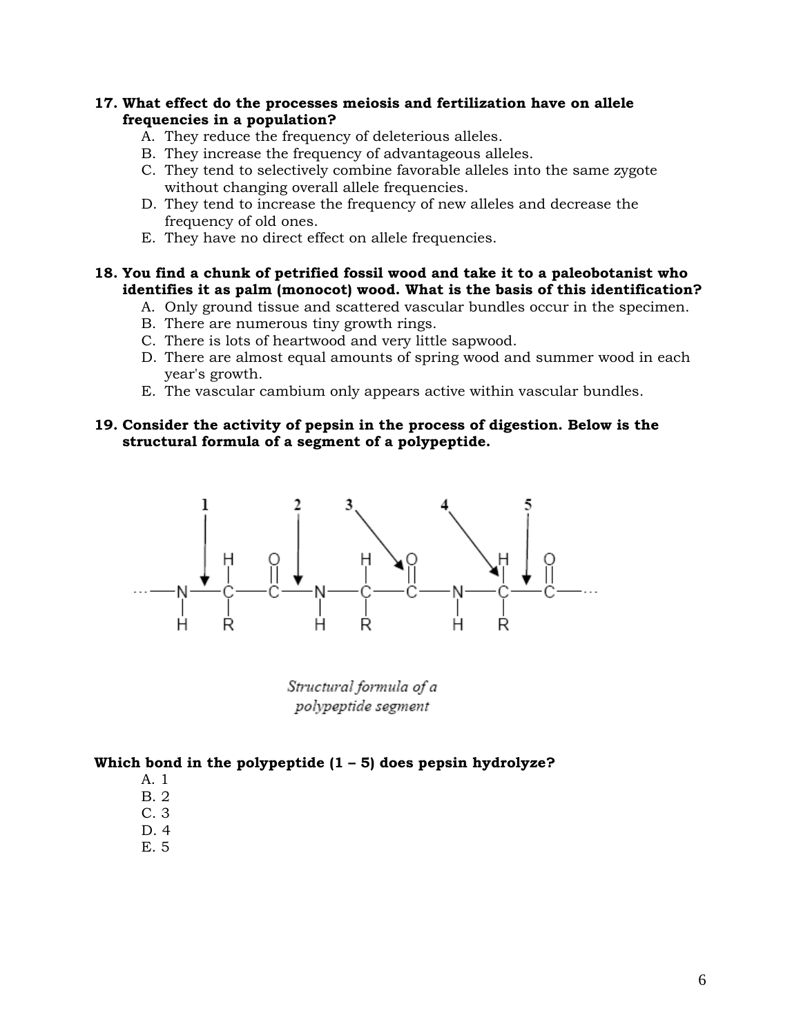**17. What effect do the processes meiosis and fertilization have on allele frequencies in a population?**

A. They reduce the frequency of deleterious alleles.
B. They increase the frequency of advantageous alleles.
C. They tend to selectively combine favorable alleles into the same zygote without changing overall allele frequencies.
D. They tend to increase the frequency of new alleles and decrease the frequency of old ones.
E. They have no direct effect on allele frequencies.

**18. You find a chunk of petrified fossil wood and take it to a paleobotanist who identifies it as palm (monocot) wood. What is the basis of this identification?**

A. Only ground tissue and scattered vascular bundles occur in the specimen.
B. There are numerous tiny growth rings.
C. There is lots of heartwood and very little sapwood.
D. There are almost equal amounts of spring wood and summer wood in each year's growth.
E. The vascular cambium only appears active within vascular bundles.

**19. Consider the activity of pepsin in the process of digestion. Below is the structural formula of a segment of a polypeptide.**

*Structural formula of a polypeptide segment*

**Which bond in the polypeptide (1 – 5) does pepsin hydrolyze?**

A. 1
B. 2
C. 3
D. 4
E. 5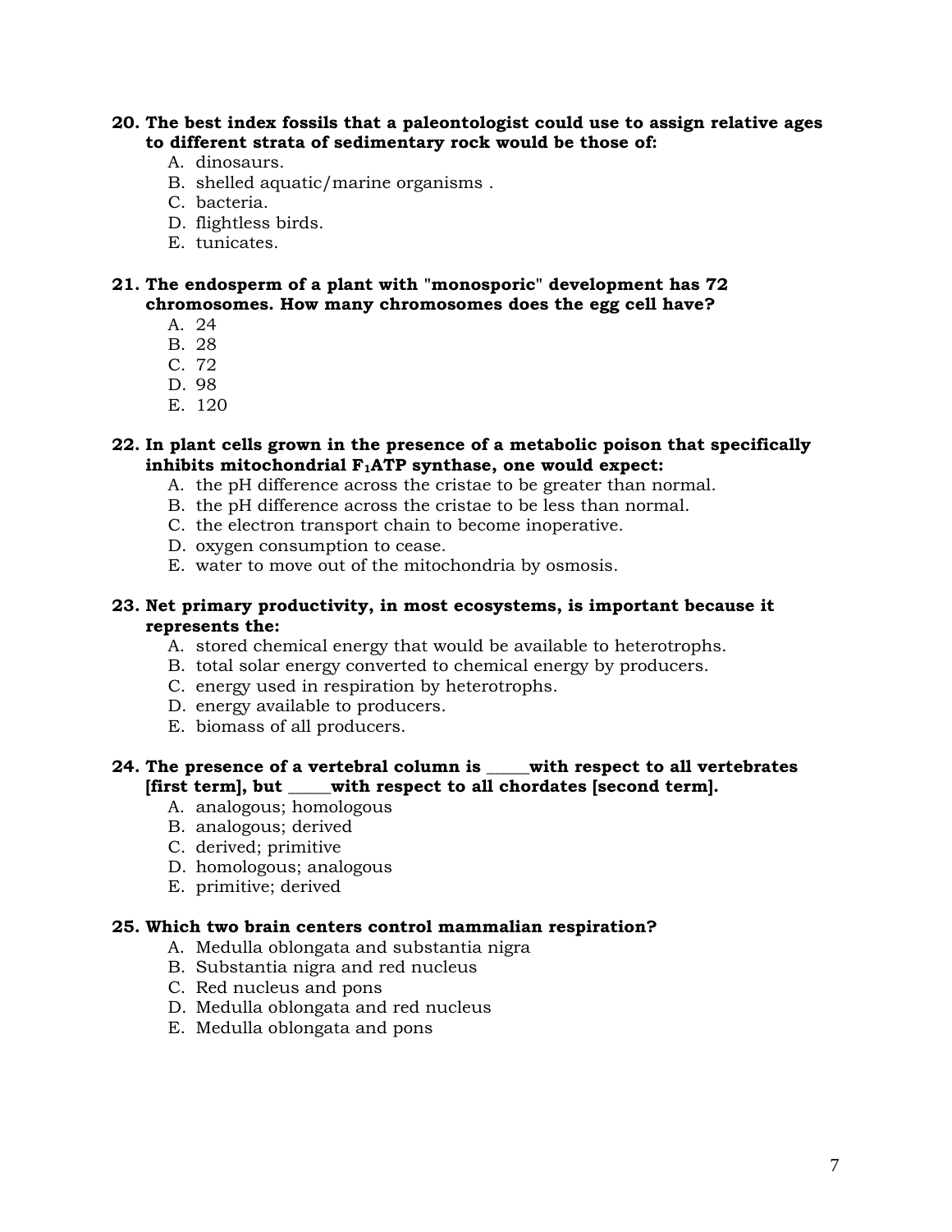**20. The best index fossils that a paleontologist could use to assign relative ages to different strata of sedimentary rock would be those of:**

A. dinosaurs.
B. shelled aquatic/marine organisms .
C. bacteria.
D. flightless birds.
E. tunicates.

**21. The endosperm of a plant with "monosporic" development has 72 chromosomes. How many chromosomes does the egg cell have?**

A. 24
B. 28
C. 72
D. 98
E. 120

**22. In plant cells grown in the presence of a metabolic poison that specifically inhibits mitochondrial $F_1$ATP synthase, one would expect:**

A. the pH difference across the cristae to be greater than normal.
B. the pH difference across the cristae to be less than normal.
C. the electron transport chain to become inoperative.
D. oxygen consumption to cease.
E. water to move out of the mitochondria by osmosis.

**23. Net primary productivity, in most ecosystems, is important because it represents the:**

A. stored chemical energy that would be available to heterotrophs.
B. total solar energy converted to chemical energy by producers.
C. energy used in respiration by heterotrophs.
D. energy available to producers.
E. biomass of all producers.

**24. The presence of a vertebral column is _____with respect to all vertebrates [first term], but _____with respect to all chordates [second term].**

A. analogous; homologous
B. analogous; derived
C. derived; primitive
D. homologous; analogous
E. primitive; derived

**25. Which two brain centers control mammalian respiration?**

A. Medulla oblongata and substantia nigra
B. Substantia nigra and red nucleus
C. Red nucleus and pons
D. Medulla oblongata and red nucleus
E. Medulla oblongata and pons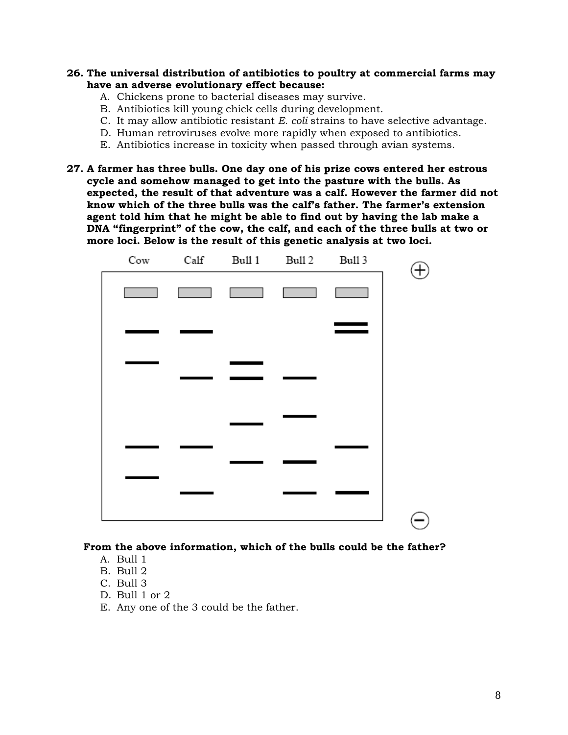**26. The universal distribution of antibiotics to poultry at commercial farms may have an adverse evolutionary effect because:**

A. Chickens prone to bacterial diseases may survive.
B. Antibiotics kill young chick cells during development.
C. It may allow antibiotic resistant *E. coli* strains to have selective advantage.
D. Human retroviruses evolve more rapidly when exposed to antibiotics.
E. Antibiotics increase in toxicity when passed through avian systems.

**27. A farmer has three bulls. One day one of his prize cows entered her estrous cycle and somehow managed to get into the pasture with the bulls. As expected, the result of that adventure was a calf. However the farmer did not know which of the three bulls was the calf's father. The farmer's extension agent told him that he might be able to find out by having the lab make a DNA "fingerprint" of the cow, the calf, and each of the three bulls at two or more loci. Below is the result of this genetic analysis at two loci.**

**From the above information, which of the bulls could be the father?**

A. Bull 1
B. Bull 2
C. Bull 3
D. Bull 1 or 2
E. Any one of the 3 could be the father.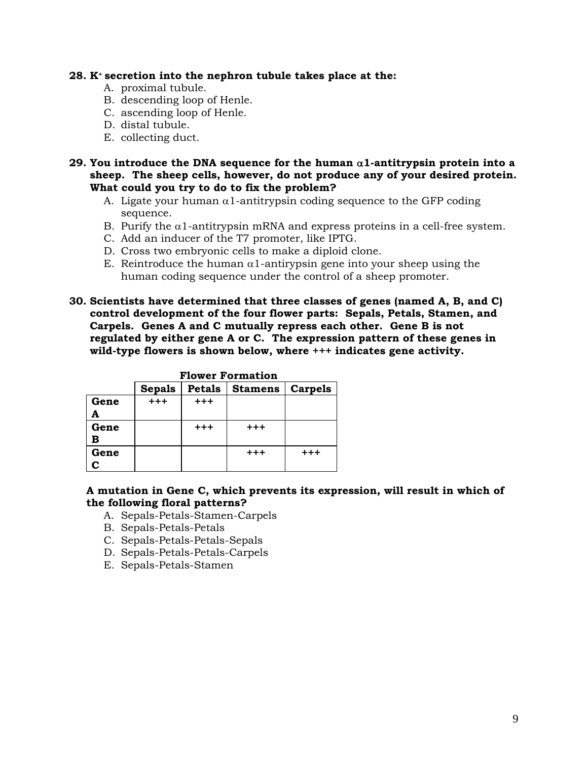**28. $K^+$ secretion into the nephron tubule takes place at the:**

A. proximal tubule.
B. descending loop of Henle.
C. ascending loop of Henle.
D. distal tubule.
E. collecting duct.

**29. You introduce the DNA sequence for the human $\alpha$1-antitrypsin protein into a sheep. The sheep cells, however, do not produce any of your desired protein. What could you try to do to fix the problem?**

A. Ligate your human $\alpha$1-antitrypsin coding sequence to the GFP coding sequence.
B. Purify the $\alpha$1-antitrypsin mRNA and express proteins in a cell-free system.
C. Add an inducer of the T7 promoter, like IPTG.
D. Cross two embryonic cells to make a diploid clone.
E. Reintroduce the human $\alpha$1-antirypsin gene into your sheep using the human coding sequence under the control of a sheep promoter.

**30. Scientists have determined that three classes of genes (named A, B, and C) control development of the four flower parts: Sepals, Petals, Stamen, and Carpels. Genes A and C mutually repress each other. Gene B is not regulated by either gene A or C. The expression pattern of these genes in wild-type flowers is shown below, where +++ indicates gene activity.**

**Flower Formation**

| | Sepals | Petals | Stamens | Carpels |
|---|---|---|---|---|
| **Gene A** | +++ | +++ | | |
| **Gene B** | | +++ | +++ | |
| **Gene C** | | | +++ | +++ |

**A mutation in Gene C, which prevents its expression, will result in which of the following floral patterns?**

A. Sepals-Petals-Stamen-Carpels
B. Sepals-Petals-Petals
C. Sepals-Petals-Petals-Sepals
D. Sepals-Petals-Petals-Carpels
E. Sepals-Petals-Stamen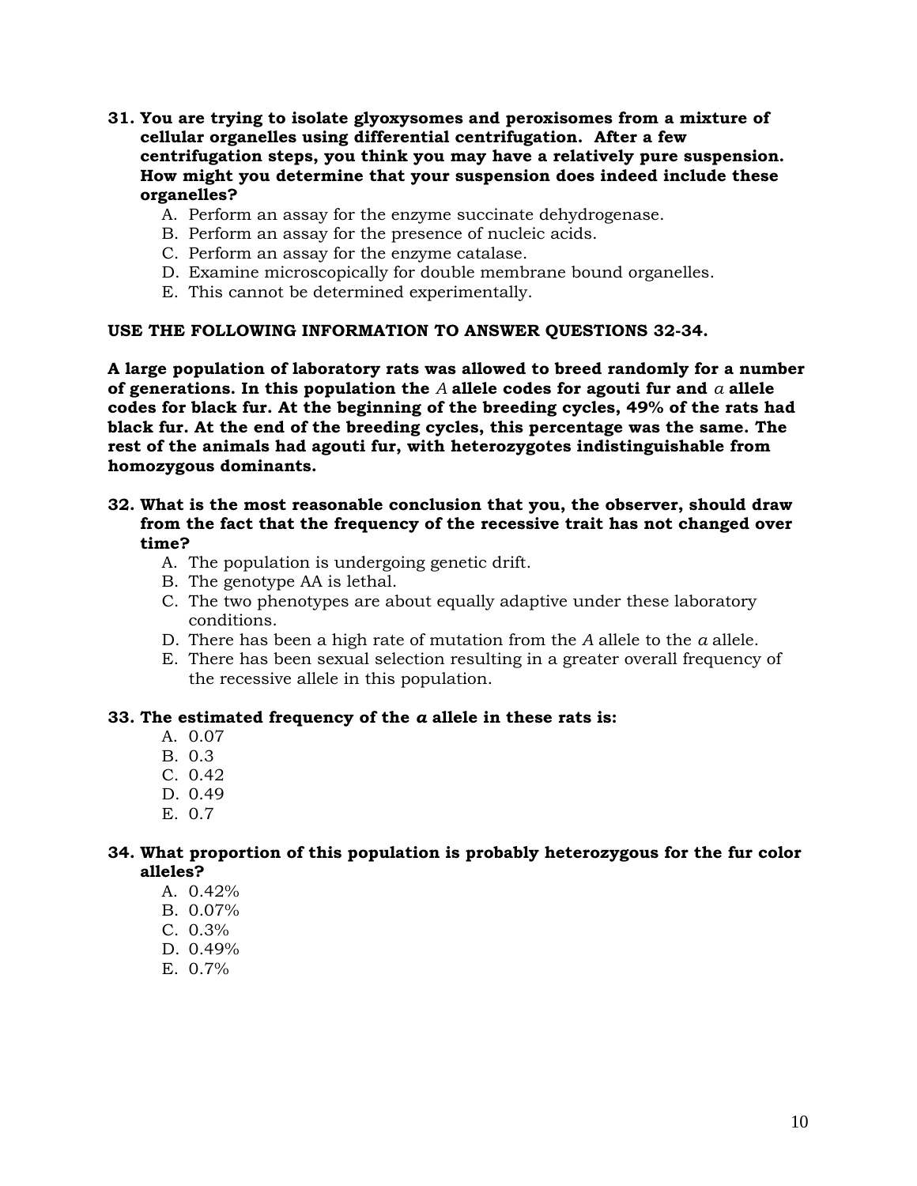**31. You are trying to isolate glyoxysomes and peroxisomes from a mixture of cellular organelles using differential centrifugation. After a few centrifugation steps, you think you may have a relatively pure suspension. How might you determine that your suspension does indeed include these organelles?**

A. Perform an assay for the enzyme succinate dehydrogenase.
B. Perform an assay for the presence of nucleic acids.
C. Perform an assay for the enzyme catalase.
D. Examine microscopically for double membrane bound organelles.
E. This cannot be determined experimentally.

**USE THE FOLLOWING INFORMATION TO ANSWER QUESTIONS 32-34.**

**A large population of laboratory rats was allowed to breed randomly for a number of generations. In this population the *A* allele codes for agouti fur and *a* allele codes for black fur. At the beginning of the breeding cycles, 49% of the rats had black fur. At the end of the breeding cycles, this percentage was the same. The rest of the animals had agouti fur, with heterozygotes indistinguishable from homozygous dominants.**

**32. What is the most reasonable conclusion that you, the observer, should draw from the fact that the frequency of the recessive trait has not changed over time?**

A. The population is undergoing genetic drift.
B. The genotype AA is lethal.
C. The two phenotypes are about equally adaptive under these laboratory conditions.
D. There has been a high rate of mutation from the *A* allele to the *a* allele.
E. There has been sexual selection resulting in a greater overall frequency of the recessive allele in this population.

**33. The estimated frequency of the *a* allele in these rats is:**

A. 0.07
B. 0.3
C. 0.42
D. 0.49
E. 0.7

**34. What proportion of this population is probably heterozygous for the fur color alleles?**

A. 0.42%
B. 0.07%
C. 0.3%
D. 0.49%
E. 0.7%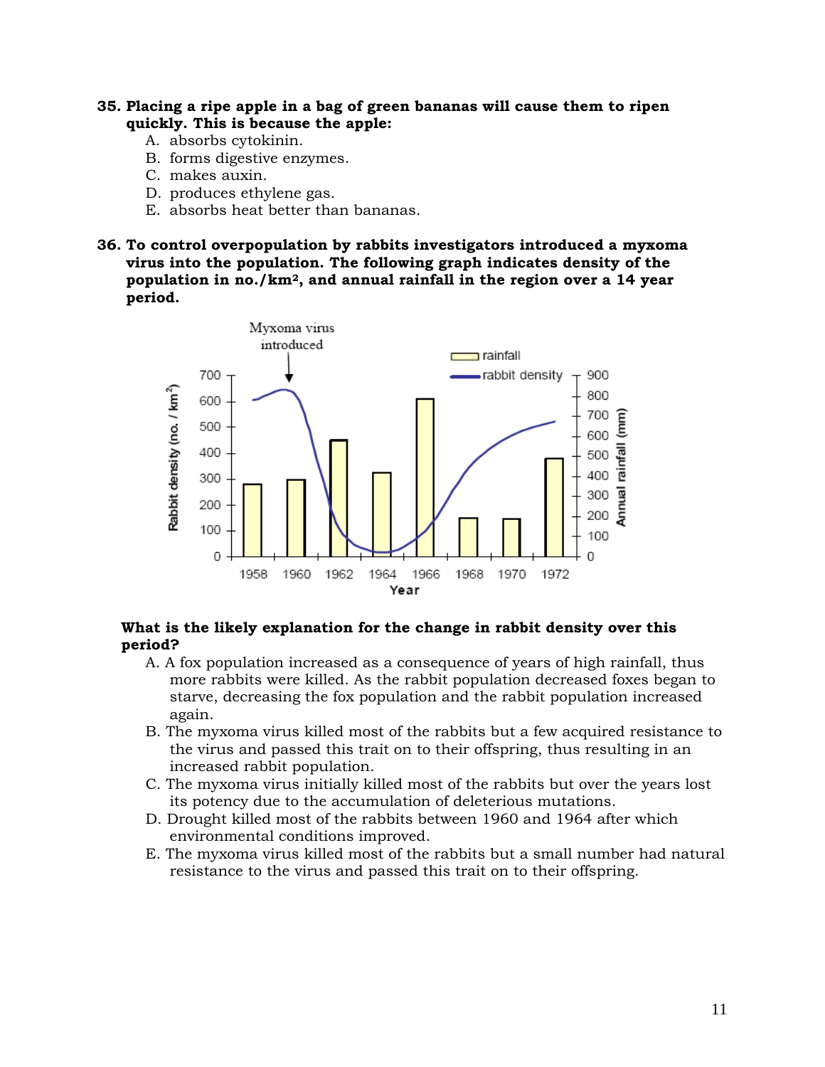**35. Placing a ripe apple in a bag of green bananas will cause them to ripen quickly. This is because the apple:**

A. absorbs cytokinin.
B. forms digestive enzymes.
C. makes auxin.
D. produces ethylene gas.
E. absorbs heat better than bananas.

**36. To control overpopulation by rabbits investigators introduced a myxoma virus into the population. The following graph indicates density of the population in no./km², and annual rainfall in the region over a 14 year period.**

**What is the likely explanation for the change in rabbit density over this period?**

A. A fox population increased as a consequence of years of high rainfall, thus more rabbits were killed. As the rabbit population decreased foxes began to starve, decreasing the fox population and the rabbit population increased again.
B. The myxoma virus killed most of the rabbits but a few acquired resistance to the virus and passed this trait on to their offspring, thus resulting in an increased rabbit population.
C. The myxoma virus initially killed most of the rabbits but over the years lost its potency due to the accumulation of deleterious mutations.
D. Drought killed most of the rabbits between 1960 and 1964 after which environmental conditions improved.
E. The myxoma virus killed most of the rabbits but a small number had natural resistance to the virus and passed this trait on to their offspring.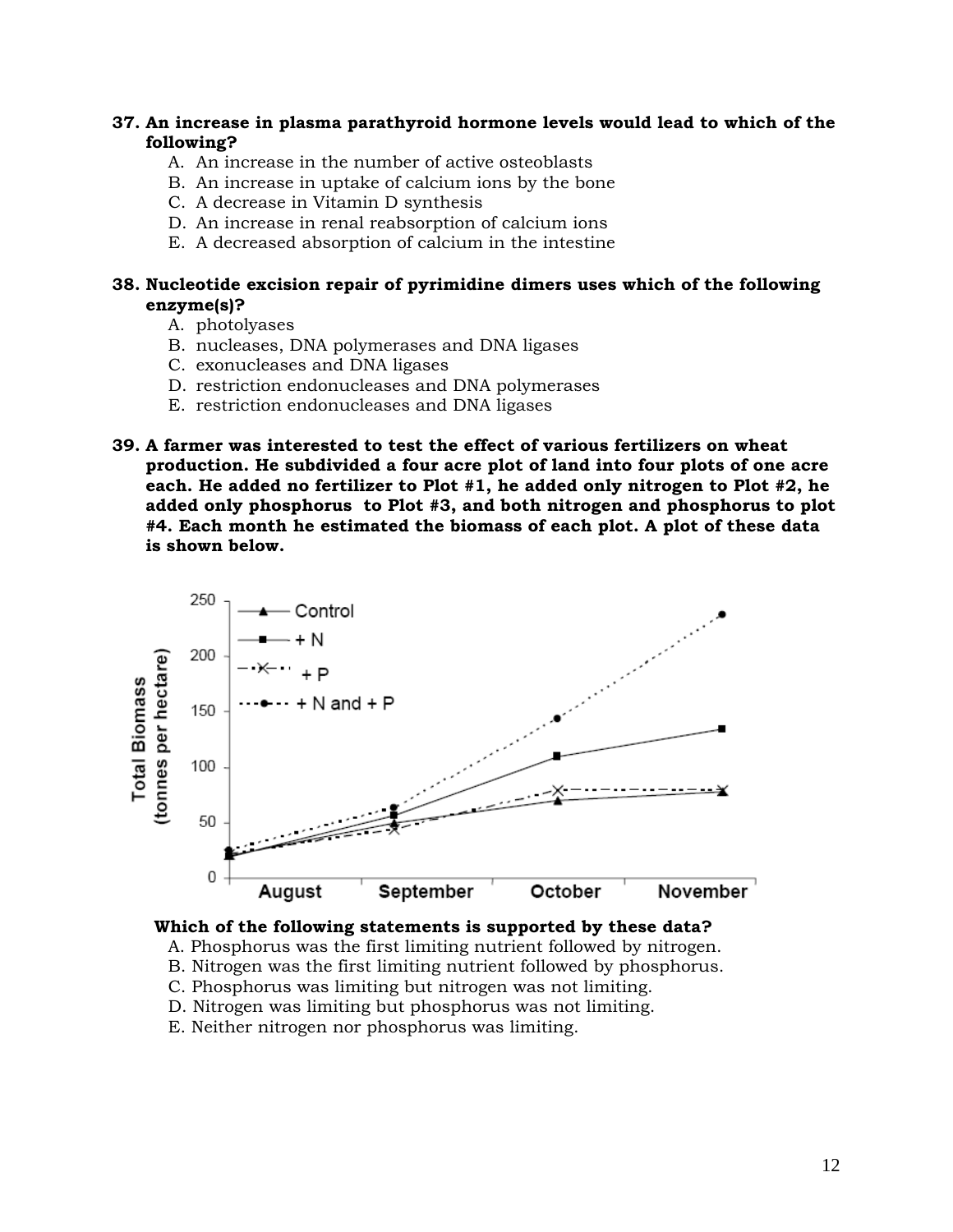**37. An increase in plasma parathyroid hormone levels would lead to which of the following?**

A. An increase in the number of active osteoblasts
B. An increase in uptake of calcium ions by the bone
C. A decrease in Vitamin D synthesis
D. An increase in renal reabsorption of calcium ions
E. A decreased absorption of calcium in the intestine

**38. Nucleotide excision repair of pyrimidine dimers uses which of the following enzyme(s)?**

A. photolyases
B. nucleases, DNA polymerases and DNA ligases
C. exonucleases and DNA ligases
D. restriction endonucleases and DNA polymerases
E. restriction endonucleases and DNA ligases

**39. A farmer was interested to test the effect of various fertilizers on wheat production. He subdivided a four acre plot of land into four plots of one acre each. He added no fertilizer to Plot #1, he added only nitrogen to Plot #2, he added only phosphorus to Plot #3, and both nitrogen and phosphorus to plot #4. Each month he estimated the biomass of each plot. A plot of these data is shown below.**

**Which of the following statements is supported by these data?**

A. Phosphorus was the first limiting nutrient followed by nitrogen.
B. Nitrogen was the first limiting nutrient followed by phosphorus.
C. Phosphorus was limiting but nitrogen was not limiting.
D. Nitrogen was limiting but phosphorus was not limiting.
E. Neither nitrogen nor phosphorus was limiting.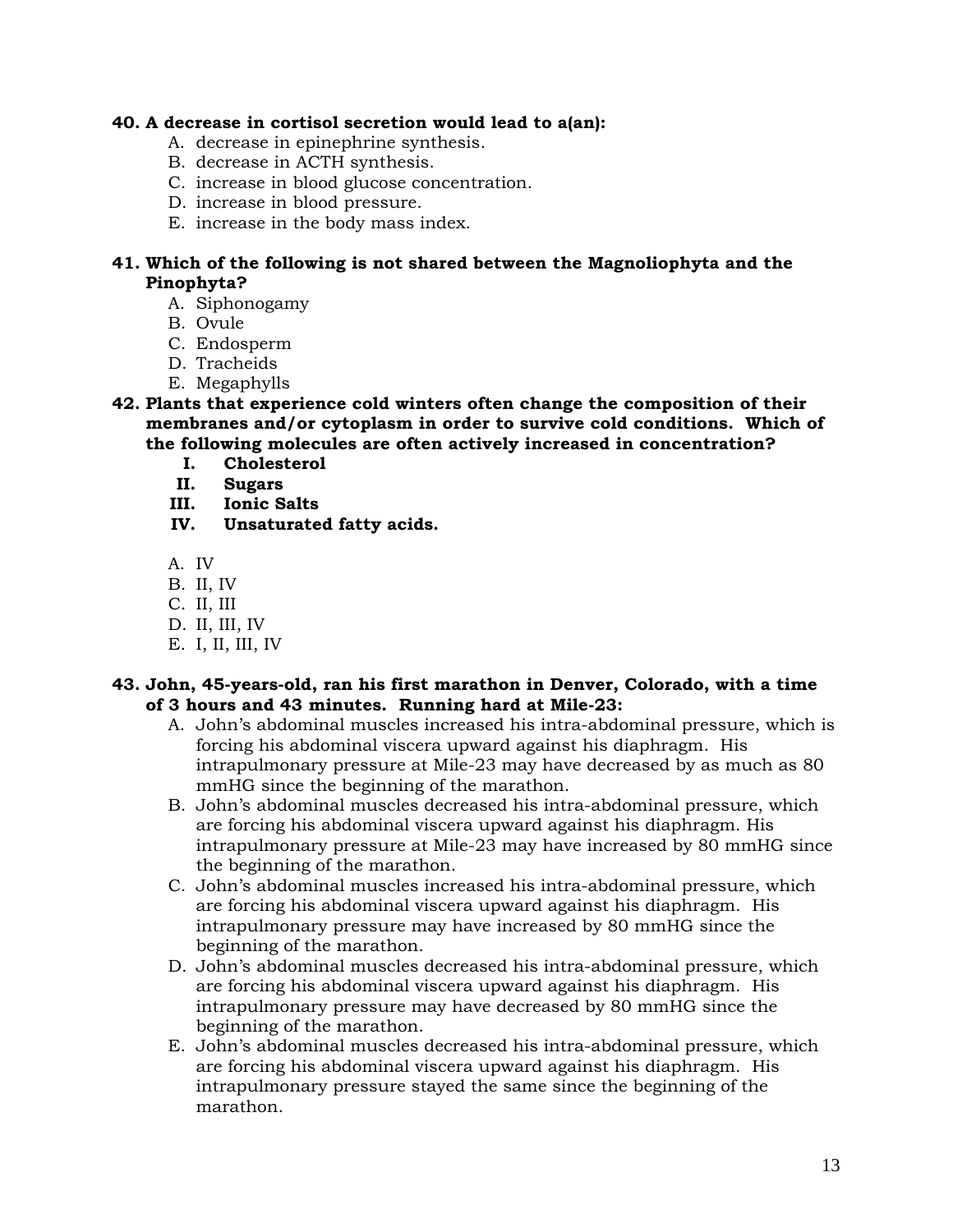**40. A decrease in cortisol secretion would lead to a(an):**

A. decrease in epinephrine synthesis.
B. decrease in ACTH synthesis.
C. increase in blood glucose concentration.
D. increase in blood pressure.
E. increase in the body mass index.

**41. Which of the following is not shared between the Magnoliophyta and the Pinophyta?**

A. Siphonogamy
B. Ovule
C. Endosperm
D. Tracheids
E. Megaphylls

**42. Plants that experience cold winters often change the composition of their membranes and/or cytoplasm in order to survive cold conditions. Which of the following molecules are often actively increased in concentration?**

**I. Cholesterol**
**II. Sugars**
**III. Ionic Salts**
**IV. Unsaturated fatty acids.**

A. IV
B. II, IV
C. II, III
D. II, III, IV
E. I, II, III, IV

**43. John, 45-years-old, ran his first marathon in Denver, Colorado, with a time of 3 hours and 43 minutes. Running hard at Mile-23:**

A. John's abdominal muscles increased his intra-abdominal pressure, which is forcing his abdominal viscera upward against his diaphragm. His intrapulmonary pressure at Mile-23 may have decreased by as much as 80 mmHG since the beginning of the marathon.
B. John's abdominal muscles decreased his intra-abdominal pressure, which are forcing his abdominal viscera upward against his diaphragm. His intrapulmonary pressure at Mile-23 may have increased by 80 mmHG since the beginning of the marathon.
C. John's abdominal muscles increased his intra-abdominal pressure, which are forcing his abdominal viscera upward against his diaphragm. His intrapulmonary pressure may have increased by 80 mmHG since the beginning of the marathon.
D. John's abdominal muscles decreased his intra-abdominal pressure, which are forcing his abdominal viscera upward against his diaphragm. His intrapulmonary pressure may have decreased by 80 mmHG since the beginning of the marathon.
E. John's abdominal muscles decreased his intra-abdominal pressure, which are forcing his abdominal viscera upward against his diaphragm. His intrapulmonary pressure stayed the same since the beginning of the marathon.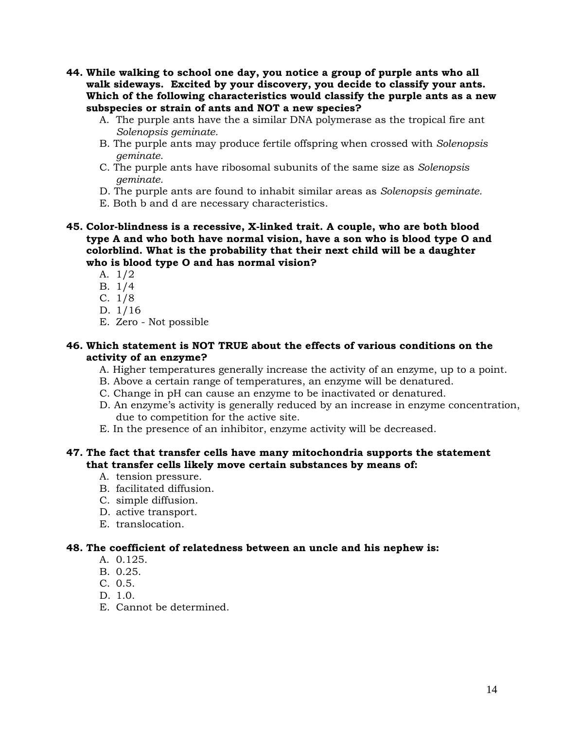**44. While walking to school one day, you notice a group of purple ants who all walk sideways. Excited by your discovery, you decide to classify your ants. Which of the following characteristics would classify the purple ants as a new subspecies or strain of ants and NOT a new species?**

A. The purple ants have the a similar DNA polymerase as the tropical fire ant *Solenopsis geminate.*
B. The purple ants may produce fertile offspring when crossed with *Solenopsis geminate.*
C. The purple ants have ribosomal subunits of the same size as *Solenopsis geminate.*
D. The purple ants are found to inhabit similar areas as *Solenopsis geminate.*
E. Both b and d are necessary characteristics.

**45. Color-blindness is a recessive, X-linked trait. A couple, who are both blood type A and who both have normal vision, have a son who is blood type O and colorblind. What is the probability that their next child will be a daughter who is blood type O and has normal vision?**

A. 1/2
B. 1/4
C. 1/8
D. 1/16
E. Zero - Not possible

**46. Which statement is NOT TRUE about the effects of various conditions on the activity of an enzyme?**

A. Higher temperatures generally increase the activity of an enzyme, up to a point.
B. Above a certain range of temperatures, an enzyme will be denatured.
C. Change in pH can cause an enzyme to be inactivated or denatured.
D. An enzyme's activity is generally reduced by an increase in enzyme concentration, due to competition for the active site.
E. In the presence of an inhibitor, enzyme activity will be decreased.

**47. The fact that transfer cells have many mitochondria supports the statement that transfer cells likely move certain substances by means of:**

A. tension pressure.
B. facilitated diffusion.
C. simple diffusion.
D. active transport.
E. translocation.

**48. The coefficient of relatedness between an uncle and his nephew is:**

A. 0.125.
B. 0.25.
C. 0.5.
D. 1.0.
E. Cannot be determined.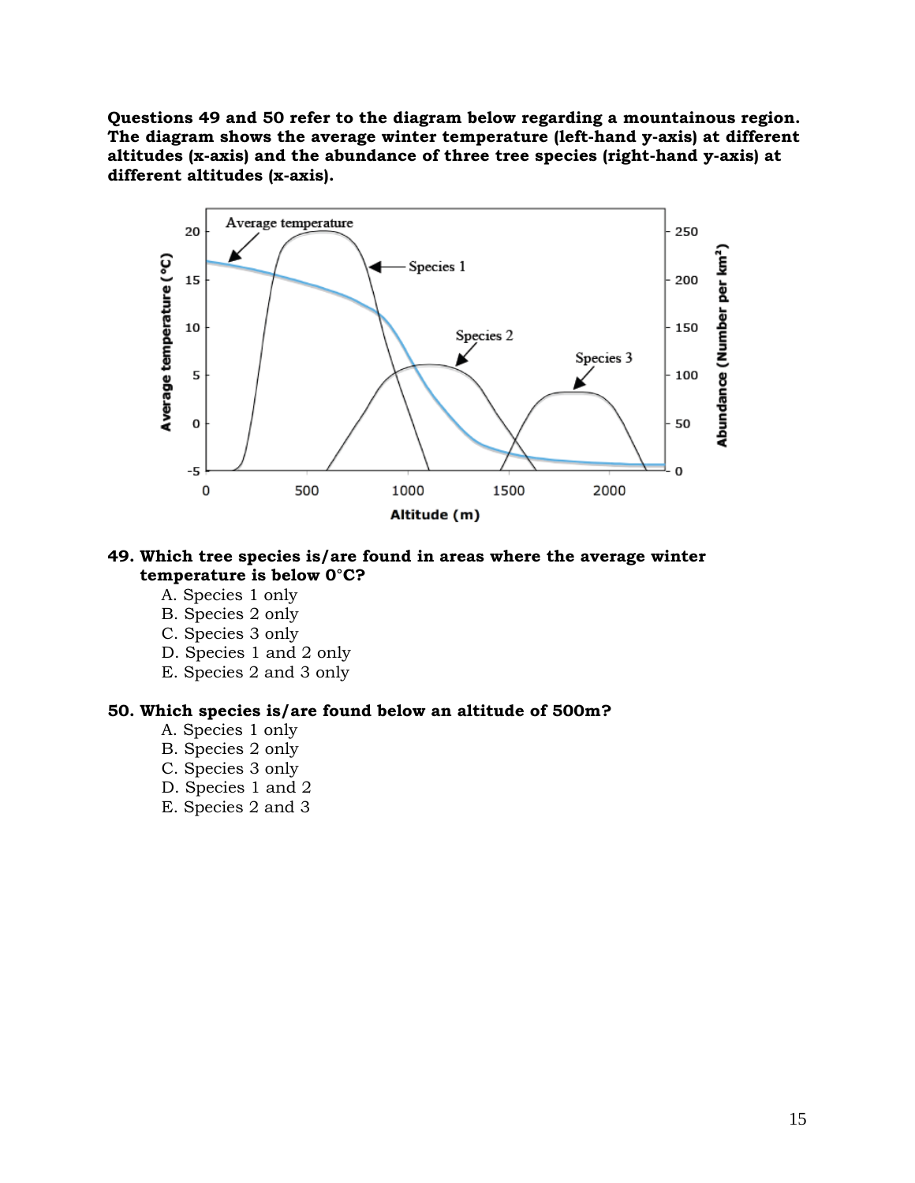**Questions 49 and 50 refer to the diagram below regarding a mountainous region. The diagram shows the average winter temperature (left-hand y-axis) at different altitudes (x-axis) and the abundance of three tree species (right-hand y-axis) at different altitudes (x-axis).**

Average temperature

Species 1

Species 2

Species 3

Average temperature (°C)

20
15
10
5
0
-5

Abundance (Number per km²)

250
200
150
100
50
0

0 500 1000 1500 2000

Altitude (m)

**49. Which tree species is/are found in areas where the average winter temperature is below 0°C?**

A. Species 1 only
B. Species 2 only
C. Species 3 only
D. Species 1 and 2 only
E. Species 2 and 3 only

**50. Which species is/are found below an altitude of 500m?**

A. Species 1 only
B. Species 2 only
C. Species 3 only
D. Species 1 and 2
E. Species 2 and 3